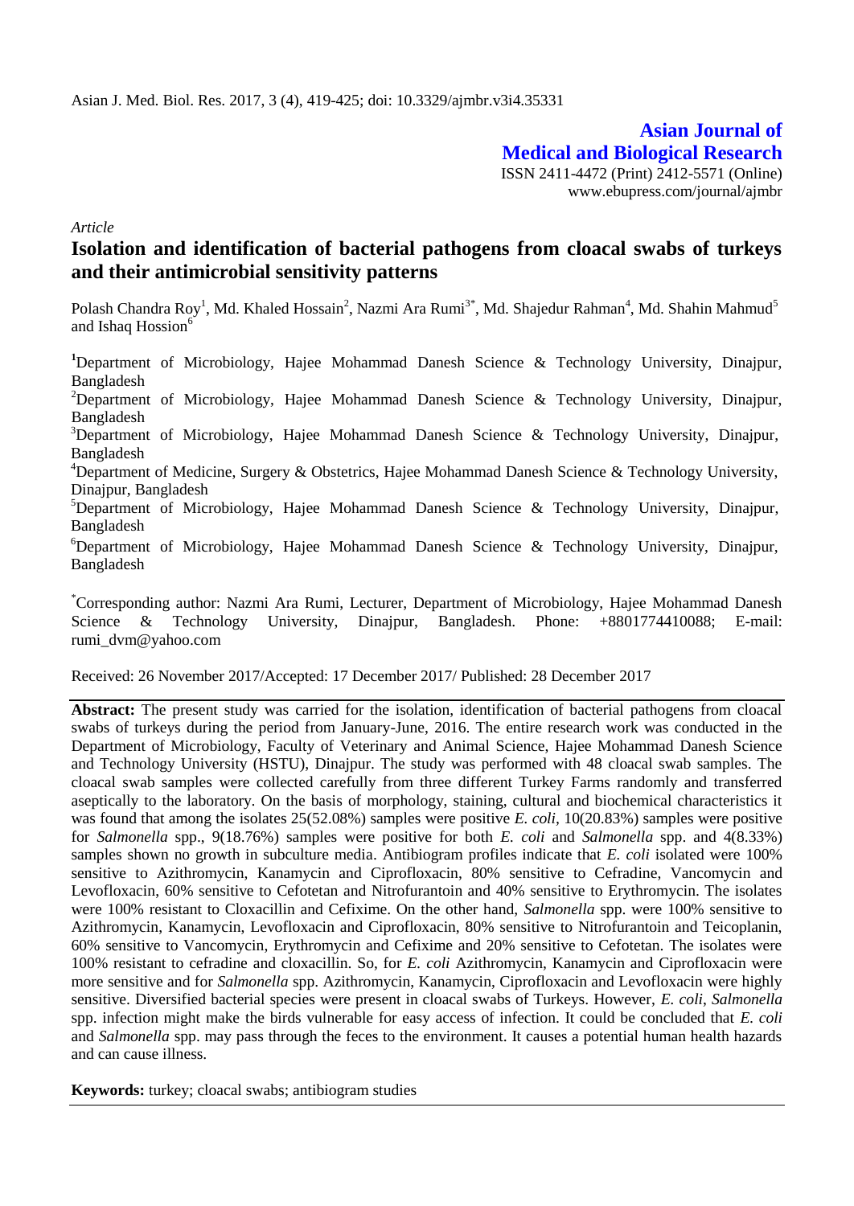**Asian Journal of Medical and Biological Research**

ISSN 2411-4472 (Print) 2412-5571 (Online)
www.ebupress.com/journal/ajmbr

*Article*

# Isolation and identification of bacterial pathogens from cloacal swabs of turkeys and their antimicrobial sensitivity patterns

Polash Chandra Roy[1], Md. Khaled Hossain[2], Nazmi Ara Rumi[3*], Md. Shajedur Rahman[4], Md. Shahin Mahmud[5] and Ishaq Hossion[6]

[1]Department of Microbiology, Hajee Mohammad Danesh Science & Technology University, Dinajpur, Bangladesh

[2]Department of Microbiology, Hajee Mohammad Danesh Science & Technology University, Dinajpur, Bangladesh

[3]Department of Microbiology, Hajee Mohammad Danesh Science & Technology University, Dinajpur, Bangladesh

[4]Department of Medicine, Surgery & Obstetrics, Hajee Mohammad Danesh Science & Technology University, Dinajpur, Bangladesh

[5]Department of Microbiology, Hajee Mohammad Danesh Science & Technology University, Dinajpur, Bangladesh

[6]Department of Microbiology, Hajee Mohammad Danesh Science & Technology University, Dinajpur, Bangladesh

[*]Corresponding author: Nazmi Ara Rumi, Lecturer, Department of Microbiology, Hajee Mohammad Danesh Science & Technology University, Dinajpur, Bangladesh. Phone: +8801774410088; E-mail: rumi_dvm@yahoo.com

Received: 26 November 2017/Accepted: 17 December 2017/ Published: 28 December 2017

**Abstract:** The present study was carried for the isolation, identification of bacterial pathogens from cloacal swabs of turkeys during the period from January-June, 2016. The entire research work was conducted in the Department of Microbiology, Faculty of Veterinary and Animal Science, Hajee Mohammad Danesh Science and Technology University (HSTU), Dinajpur. The study was performed with 48 cloacal swab samples. The cloacal swab samples were collected carefully from three different Turkey Farms randomly and transferred aseptically to the laboratory. On the basis of morphology, staining, cultural and biochemical characteristics it was found that among the isolates 25(52.08%) samples were positive *E. coli*, 10(20.83%) samples were positive for *Salmonella* spp., 9(18.76%) samples were positive for both *E. coli* and *Salmonella* spp. and 4(8.33%) samples shown no growth in subculture media. Antibiogram profiles indicate that *E. coli* isolated were 100% sensitive to Azithromycin, Kanamycin and Ciprofloxacin, 80% sensitive to Cefradine, Vancomycin and Levofloxacin, 60% sensitive to Cefotetan and Nitrofurantoin and 40% sensitive to Erythromycin. The isolates were 100% resistant to Cloxacillin and Cefixime. On the other hand, *Salmonella* spp. were 100% sensitive to Azithromycin, Kanamycin, Levofloxacin and Ciprofloxacin, 80% sensitive to Nitrofurantoin and Teicoplanin, 60% sensitive to Vancomycin, Erythromycin and Cefixime and 20% sensitive to Cefotetan. The isolates were 100% resistant to cefradine and cloxacillin. So, for *E. coli* Azithromycin, Kanamycin and Ciprofloxacin were more sensitive and for *Salmonella* spp. Azithromycin, Kanamycin, Ciprofloxacin and Levofloxacin were highly sensitive. Diversified bacterial species were present in cloacal swabs of Turkeys. However, *E. coli*, *Salmonella* spp. infection might make the birds vulnerable for easy access of infection. It could be concluded that *E. coli* and *Salmonella* spp. may pass through the feces to the environment. It causes a potential human health hazards and can cause illness.

**Keywords:** turkey; cloacal swabs; antibiogram studies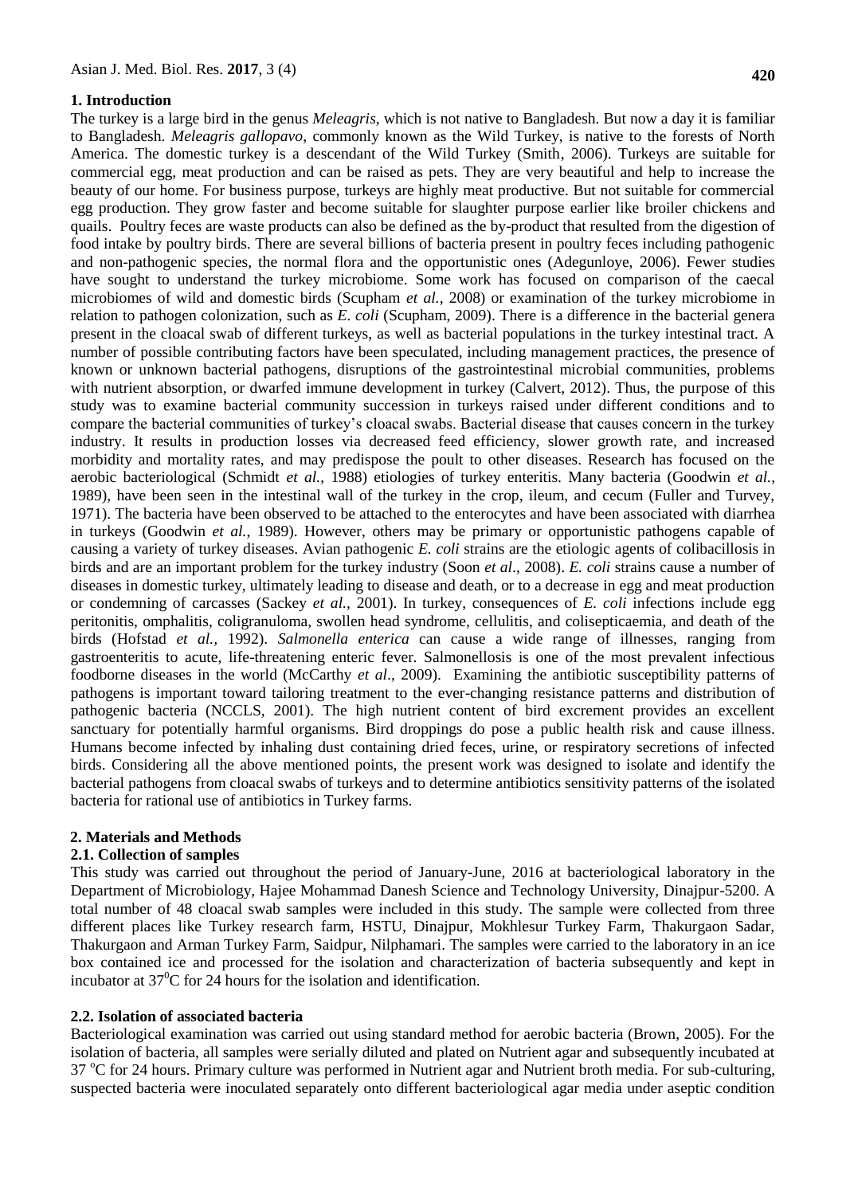## 1. Introduction

The turkey is a large bird in the genus *Meleagris*, which is not native to Bangladesh. But now a day it is familiar to Bangladesh. *Meleagris gallopavo*, commonly known as the Wild Turkey, is native to the forests of North America. The domestic turkey is a descendant of the Wild Turkey (Smith, 2006). Turkeys are suitable for commercial egg, meat production and can be raised as pets. They are very beautiful and help to increase the beauty of our home. For business purpose, turkeys are highly meat productive. But not suitable for commercial egg production. They grow faster and become suitable for slaughter purpose earlier like broiler chickens and quails. Poultry feces are waste products can also be defined as the by-product that resulted from the digestion of food intake by poultry birds. There are several billions of bacteria present in poultry feces including pathogenic and non-pathogenic species, the normal flora and the opportunistic ones (Adegunloye, 2006). Fewer studies have sought to understand the turkey microbiome. Some work has focused on comparison of the caecal microbiomes of wild and domestic birds (Scupham *et al.,* 2008) or examination of the turkey microbiome in relation to pathogen colonization, such as *E. coli* (Scupham, 2009). There is a difference in the bacterial genera present in the cloacal swab of different turkeys, as well as bacterial populations in the turkey intestinal tract. A number of possible contributing factors have been speculated, including management practices, the presence of known or unknown bacterial pathogens, disruptions of the gastrointestinal microbial communities, problems with nutrient absorption, or dwarfed immune development in turkey (Calvert, 2012). Thus, the purpose of this study was to examine bacterial community succession in turkeys raised under different conditions and to compare the bacterial communities of turkey's cloacal swabs. Bacterial disease that causes concern in the turkey industry. It results in production losses via decreased feed efficiency, slower growth rate, and increased morbidity and mortality rates, and may predispose the poult to other diseases. Research has focused on the aerobic bacteriological (Schmidt *et al.*, 1988) etiologies of turkey enteritis. Many bacteria (Goodwin *et al.*, 1989), have been seen in the intestinal wall of the turkey in the crop, ileum, and cecum (Fuller and Turvey, 1971). The bacteria have been observed to be attached to the enterocytes and have been associated with diarrhea in turkeys (Goodwin *et al.*, 1989). However, others may be primary or opportunistic pathogens capable of causing a variety of turkey diseases. Avian pathogenic *E. coli* strains are the etiologic agents of colibacillosis in birds and are an important problem for the turkey industry (Soon *et al*., 2008). *E. coli* strains cause a number of diseases in domestic turkey, ultimately leading to disease and death, or to a decrease in egg and meat production or condemning of carcasses (Sackey *et al.,* 2001). In turkey, consequences of *E. coli* infections include egg peritonitis, omphalitis, coligranuloma, swollen head syndrome, cellulitis, and colisepticaemia, and death of the birds (Hofstad *et al.,* 1992). *Salmonella enterica* can cause a wide range of illnesses, ranging from gastroenteritis to acute, life-threatening enteric fever. Salmonellosis is one of the most prevalent infectious foodborne diseases in the world (McCarthy *et al*., 2009). Examining the antibiotic susceptibility patterns of pathogens is important toward tailoring treatment to the ever-changing resistance patterns and distribution of pathogenic bacteria (NCCLS, 2001). The high nutrient content of bird excrement provides an excellent sanctuary for potentially harmful organisms. Bird droppings do pose a public health risk and cause illness. Humans become infected by inhaling dust containing dried feces, urine, or respiratory secretions of infected birds. Considering all the above mentioned points, the present work was designed to isolate and identify the bacterial pathogens from cloacal swabs of turkeys and to determine antibiotics sensitivity patterns of the isolated bacteria for rational use of antibiotics in Turkey farms.

## 2. Materials and Methods

### 2.1. Collection of samples

This study was carried out throughout the period of January-June, 2016 at bacteriological laboratory in the Department of Microbiology, Hajee Mohammad Danesh Science and Technology University, Dinajpur-5200. A total number of 48 cloacal swab samples were included in this study. The sample were collected from three different places like Turkey research farm, HSTU, Dinajpur, Mokhlesur Turkey Farm, Thakurgaon Sadar, Thakurgaon and Arman Turkey Farm, Saidpur, Nilphamari. The samples were carried to the laboratory in an ice box contained ice and processed for the isolation and characterization of bacteria subsequently and kept in incubator at $37^0$C for 24 hours for the isolation and identification.

### 2.2. Isolation of associated bacteria

Bacteriological examination was carried out using standard method for aerobic bacteria (Brown, 2005). For the isolation of bacteria, all samples were serially diluted and plated on Nutrient agar and subsequently incubated at 37 $^o$C for 24 hours. Primary culture was performed in Nutrient agar and Nutrient broth media. For sub-culturing, suspected bacteria were inoculated separately onto different bacteriological agar media under aseptic condition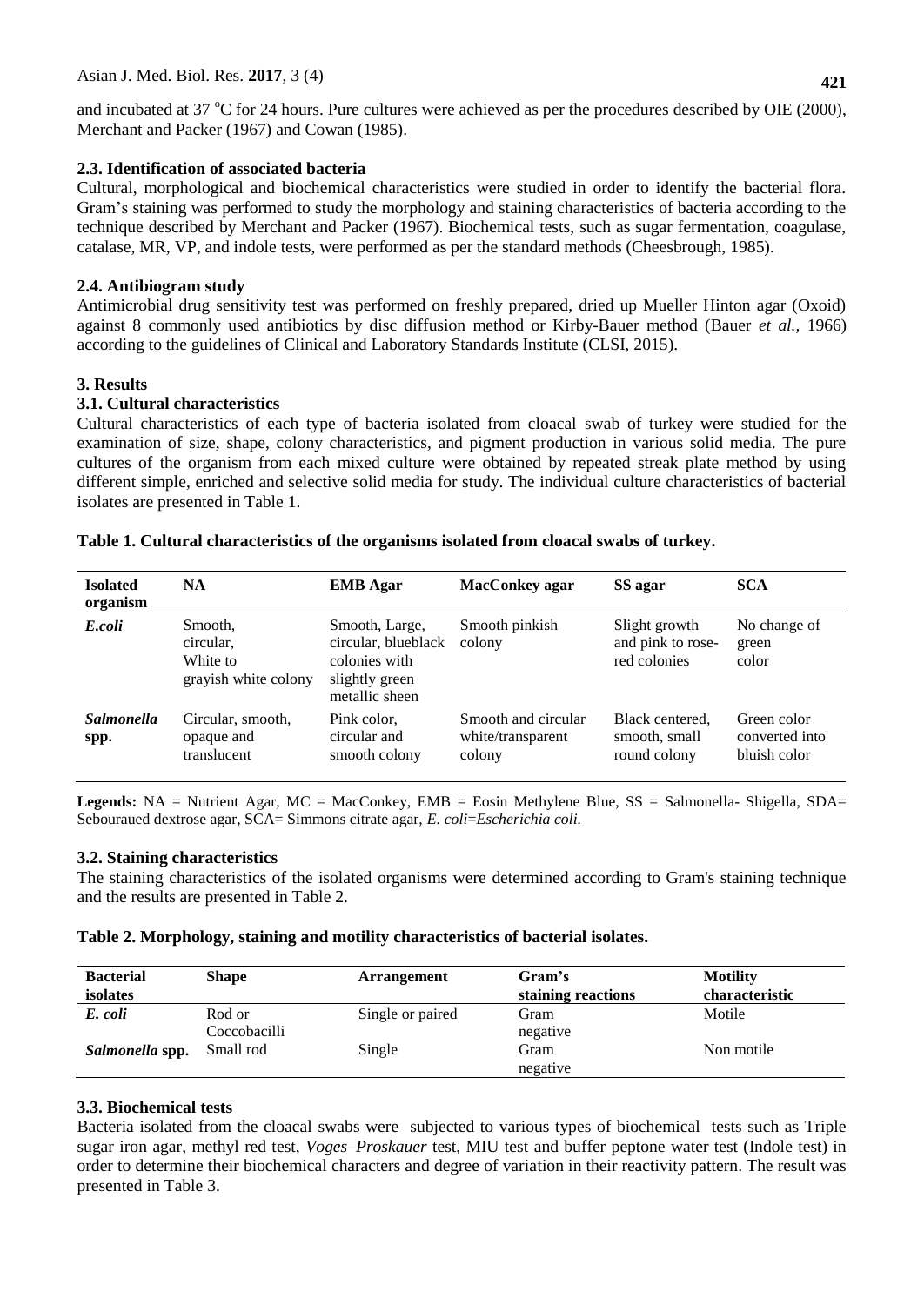and incubated at 37 °C for 24 hours. Pure cultures were achieved as per the procedures described by OIE (2000), Merchant and Packer (1967) and Cowan (1985).

### 2.3. Identification of associated bacteria

Cultural, morphological and biochemical characteristics were studied in order to identify the bacterial flora. Gram's staining was performed to study the morphology and staining characteristics of bacteria according to the technique described by Merchant and Packer (1967). Biochemical tests, such as sugar fermentation, coagulase, catalase, MR, VP, and indole tests, were performed as per the standard methods (Cheesbrough, 1985).

### 2.4. Antibiogram study

Antimicrobial drug sensitivity test was performed on freshly prepared, dried up Mueller Hinton agar (Oxoid) against 8 commonly used antibiotics by disc diffusion method or Kirby-Bauer method (Bauer *et al.,* 1966) according to the guidelines of Clinical and Laboratory Standards Institute (CLSI, 2015).

## 3. Results

### 3.1. Cultural characteristics

Cultural characteristics of each type of bacteria isolated from cloacal swab of turkey were studied for the examination of size, shape, colony characteristics, and pigment production in various solid media. The pure cultures of the organism from each mixed culture were obtained by repeated streak plate method by using different simple, enriched and selective solid media for study. The individual culture characteristics of bacterial isolates are presented in Table 1.

**Table 1. Cultural characteristics of the organisms isolated from cloacal swabs of turkey.**

| Isolated organism | NA | EMB Agar | MacConkey agar | SS agar | SCA |
|---|---|---|---|---|---|
| *E.coli* | Smooth, circular, White to grayish white colony | Smooth, Large, circular, blueblack colonies with slightly green metallic sheen | Smooth pinkish colony | Slight growth and pink to rose-red colonies | No change of green color |
| *Salmonella* spp. | Circular, smooth, opaque and translucent | Pink color, circular and smooth colony | Smooth and circular white/transparent colony | Black centered, smooth, small round colony | Green color converted into bluish color |

**Legends:** NA = Nutrient Agar, MC = MacConkey, EMB = Eosin Methylene Blue, SS = Salmonella- Shigella, SDA= Sebouraued dextrose agar, SCA= Simmons citrate agar, *E. coli*=*Escherichia coli.*

### 3.2. Staining characteristics

The staining characteristics of the isolated organisms were determined according to Gram's staining technique and the results are presented in Table 2.

**Table 2. Morphology, staining and motility characteristics of bacterial isolates.**

| Bacterial isolates | Shape | Arrangement | Gram's staining reactions | Motility characteristic |
|---|---|---|---|---|
| *E. coli* | Rod or Coccobacilli | Single or paired | Gram negative | Motile |
| *Salmonella* spp. | Small rod | Single | Gram negative | Non motile |

### 3.3. Biochemical tests

Bacteria isolated from the cloacal swabs were subjected to various types of biochemical tests such as Triple sugar iron agar, methyl red test, *Voges–Proskauer* test, MIU test and buffer peptone water test (Indole test) in order to determine their biochemical characters and degree of variation in their reactivity pattern. The result was presented in Table 3.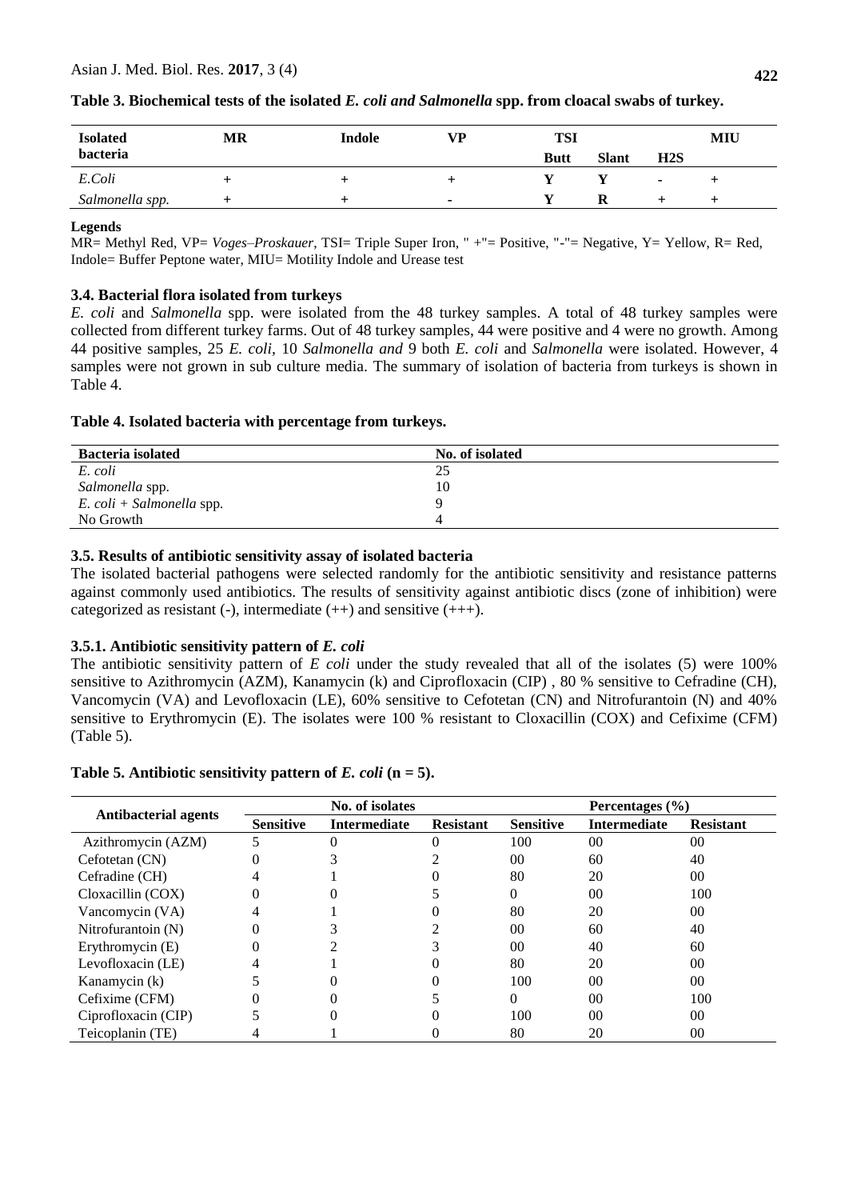**Table 3. Biochemical tests of the isolated *E. coli and Salmonella* spp. from cloacal swabs of turkey.**

| Isolated bacteria | MR | Indole | VP | TSI | | | MIU |
|---|---|---|---|---|---|---|---|
| | | | | Butt | Slant | H2S | |
| *E.Coli* | + | + | + | Y | Y | - | + |
| *Salmonella spp.* | + | + | - | Y | R | + | + |

**Legends**

MR= Methyl Red, VP= *Voges–Proskauer*, TSI= Triple Super Iron, " +"= Positive, "-"= Negative, Y= Yellow, R= Red, Indole= Buffer Peptone water, MIU= Motility Indole and Urease test

### 3.4. Bacterial flora isolated from turkeys

*E. coli* and *Salmonella* spp. were isolated from the 48 turkey samples. A total of 48 turkey samples were collected from different turkey farms. Out of 48 turkey samples, 44 were positive and 4 were no growth. Among 44 positive samples, 25 *E. coli,* 10 *Salmonella and* 9 both *E. coli* and *Salmonella* were isolated. However, 4 samples were not grown in sub culture media. The summary of isolation of bacteria from turkeys is shown in Table 4.

**Table 4. Isolated bacteria with percentage from turkeys.**

| Bacteria isolated | No. of isolated |
|---|---|
| *E. coli* | 25 |
| *Salmonella* spp. | 10 |
| *E. coli + Salmonella* spp. | 9 |
| No Growth | 4 |

### 3.5. Results of antibiotic sensitivity assay of isolated bacteria

The isolated bacterial pathogens were selected randomly for the antibiotic sensitivity and resistance patterns against commonly used antibiotics. The results of sensitivity against antibiotic discs (zone of inhibition) were categorized as resistant (-), intermediate (++) and sensitive (+++).

### 3.5.1. Antibiotic sensitivity pattern of *E. coli*

The antibiotic sensitivity pattern of *E coli* under the study revealed that all of the isolates (5) were 100% sensitive to Azithromycin (AZM), Kanamycin (k) and Ciprofloxacin (CIP) , 80 % sensitive to Cefradine (CH), Vancomycin (VA) and Levofloxacin (LE), 60% sensitive to Cefotetan (CN) and Nitrofurantoin (N) and 40% sensitive to Erythromycin (E). The isolates were 100 % resistant to Cloxacillin (COX) and Cefixime (CFM) (Table 5).

**Table 5. Antibiotic sensitivity pattern of *E. coli* (n = 5).**

| Antibacterial agents | No. of isolates | | | Percentages (%) | | |
|---|---|---|---|---|---|---|
| | Sensitive | Intermediate | Resistant | Sensitive | Intermediate | Resistant |
| Azithromycin (AZM) | 5 | 0 | 0 | 100 | 00 | 00 |
| Cefotetan (CN) | 0 | 3 | 2 | 00 | 60 | 40 |
| Cefradine (CH) | 4 | 1 | 0 | 80 | 20 | 00 |
| Cloxacillin (COX) | 0 | 0 | 5 | 0 | 00 | 100 |
| Vancomycin (VA) | 4 | 1 | 0 | 80 | 20 | 00 |
| Nitrofurantoin (N) | 0 | 3 | 2 | 00 | 60 | 40 |
| Erythromycin (E) | 0 | 2 | 3 | 00 | 40 | 60 |
| Levofloxacin (LE) | 4 | 1 | 0 | 80 | 20 | 00 |
| Kanamycin (k) | 5 | 0 | 0 | 100 | 00 | 00 |
| Cefixime (CFM) | 0 | 0 | 5 | 0 | 00 | 100 |
| Ciprofloxacin (CIP) | 5 | 0 | 0 | 100 | 00 | 00 |
| Teicoplanin (TE) | 4 | 1 | 0 | 80 | 20 | 00 |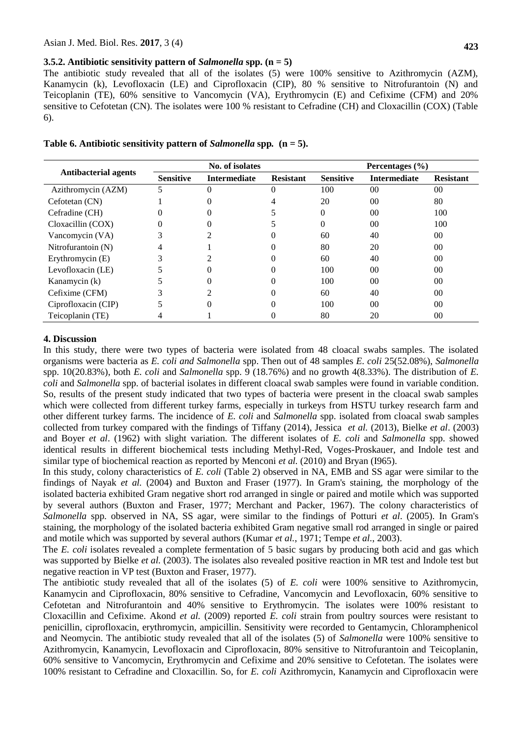### 3.5.2. Antibiotic sensitivity pattern of *Salmonella* spp. (n = 5)

The antibiotic study revealed that all of the isolates (5) were 100% sensitive to Azithromycin (AZM), Kanamycin (k), Levofloxacin (LE) and Ciprofloxacin (CIP), 80 % sensitive to Nitrofurantoin (N) and Teicoplanin (TE), 60% sensitive to Vancomycin (VA), Erythromycin (E) and Cefixime (CFM) and 20% sensitive to Cefotetan (CN). The isolates were 100 % resistant to Cefradine (CH) and Cloxacillin (COX) (Table 6).

**Table 6. Antibiotic sensitivity pattern of *Salmonella* spp. (n = 5).**

| Antibacterial agents | No. of isolates | | | Percentages (%) | | |
|---|---|---|---|---|---|---|
| | Sensitive | Intermediate | Resistant | Sensitive | Intermediate | Resistant |
| Azithromycin (AZM) | 5 | 0 | 0 | 100 | 00 | 00 |
| Cefotetan (CN) | 1 | 0 | 4 | 20 | 00 | 80 |
| Cefradine (CH) | 0 | 0 | 5 | 0 | 00 | 100 |
| Cloxacillin (COX) | 0 | 0 | 5 | 0 | 00 | 100 |
| Vancomycin (VA) | 3 | 2 | 0 | 60 | 40 | 00 |
| Nitrofurantoin (N) | 4 | 1 | 0 | 80 | 20 | 00 |
| Erythromycin (E) | 3 | 2 | 0 | 60 | 40 | 00 |
| Levofloxacin (LE) | 5 | 0 | 0 | 100 | 00 | 00 |
| Kanamycin (k) | 5 | 0 | 0 | 100 | 00 | 00 |
| Cefixime (CFM) | 3 | 2 | 0 | 60 | 40 | 00 |
| Ciprofloxacin (CIP) | 5 | 0 | 0 | 100 | 00 | 00 |
| Teicoplanin (TE) | 4 | 1 | 0 | 80 | 20 | 00 |

## 4. Discussion

In this study, there were two types of bacteria were isolated from 48 cloacal swabs samples. The isolated organisms were bacteria as *E. coli and Salmonella* spp. Then out of 48 samples *E. coli* 25(52.08%), *Salmonella* spp. 10(20.83%), both *E. coli* and *Salmonella* spp. 9 (18.76%) and no growth 4(8.33%). The distribution of *E. coli* and *Salmonella* spp. of bacterial isolates in different cloacal swab samples were found in variable condition. So, results of the present study indicated that two types of bacteria were present in the cloacal swab samples which were collected from different turkey farms, especially in turkeys from HSTU turkey research farm and other different turkey farms. The incidence of *E. coli* and *Salmonella* spp. isolated from cloacal swab samples collected from turkey compared with the findings of Tiffany (2014), Jessica *et al.* (2013), Bielke *et al*. (2003) and Boyer *et al*. (1962) with slight variation. The different isolates of *E. coli* and *Salmonella* spp. showed identical results in different biochemical tests including Methyl-Red, Voges-Proskauer, and Indole test and similar type of biochemical reaction as reported by Menconi *et al.* (2010) and Bryan (I965).

In this study, colony characteristics of *E. coli* (Table 2) observed in NA, EMB and SS agar were similar to the findings of Nayak *et al.* (2004) and Buxton and Fraser (1977). In Gram's staining, the morphology of the isolated bacteria exhibited Gram negative short rod arranged in single or paired and motile which was supported by several authors (Buxton and Fraser, 1977; Merchant and Packer, 1967). The colony characteristics of *Salmonella* spp. observed in NA, SS agar, were similar to the findings of Potturi *et al*. (2005). In Gram's staining, the morphology of the isolated bacteria exhibited Gram negative small rod arranged in single or paired and motile which was supported by several authors (Kumar *et al.*, 1971; Tempe *et al*., 2003).

The *E. coli* isolates revealed a complete fermentation of 5 basic sugars by producing both acid and gas which was supported by Bielke *et al.* (2003). The isolates also revealed positive reaction in MR test and Indole test but negative reaction in VP test (Buxton and Fraser, 1977).

The antibiotic study revealed that all of the isolates (5) of *E. coli* were 100% sensitive to Azithromycin, Kanamycin and Ciprofloxacin, 80% sensitive to Cefradine, Vancomycin and Levofloxacin, 60% sensitive to Cefotetan and Nitrofurantoin and 40% sensitive to Erythromycin. The isolates were 100% resistant to Cloxacillin and Cefixime. Akond *et al.* (2009) reported *E. coli* strain from poultry sources were resistant to penicillin, ciprofloxacin, erythromycin, ampicillin. Sensitivity were recorded to Gentamycin, Chloramphenicol and Neomycin. The antibiotic study revealed that all of the isolates (5) of *Salmonella* were 100% sensitive to Azithromycin, Kanamycin, Levofloxacin and Ciprofloxacin, 80% sensitive to Nitrofurantoin and Teicoplanin, 60% sensitive to Vancomycin, Erythromycin and Cefixime and 20% sensitive to Cefotetan. The isolates were 100% resistant to Cefradine and Cloxacillin. So, for *E. coli* Azithromycin, Kanamycin and Ciprofloxacin were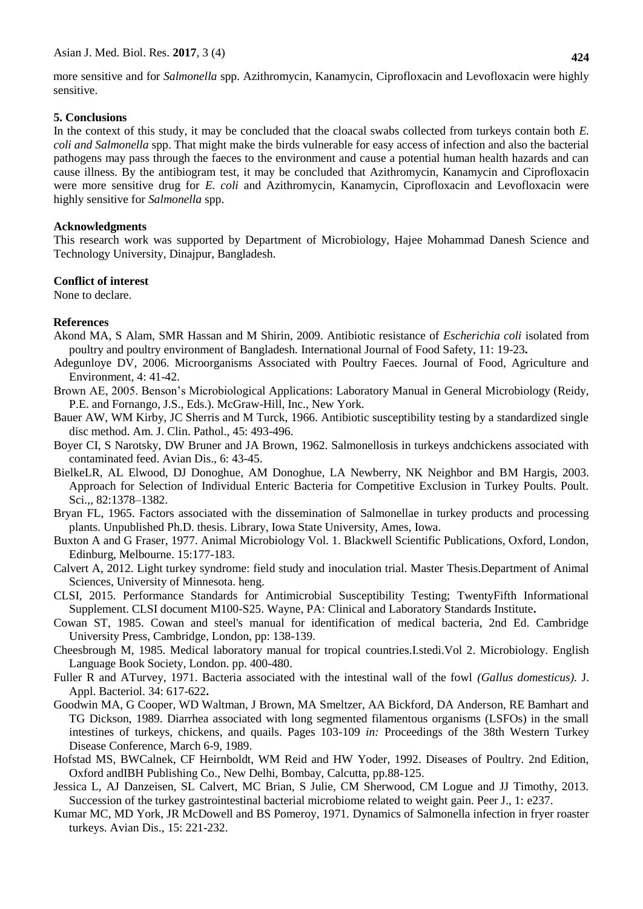more sensitive and for *Salmonella* spp. Azithromycin, Kanamycin, Ciprofloxacin and Levofloxacin were highly sensitive.

## 5. Conclusions

In the context of this study, it may be concluded that the cloacal swabs collected from turkeys contain both *E. coli and Salmonella* spp. That might make the birds vulnerable for easy access of infection and also the bacterial pathogens may pass through the faeces to the environment and cause a potential human health hazards and can cause illness. By the antibiogram test, it may be concluded that Azithromycin, Kanamycin and Ciprofloxacin were more sensitive drug for *E. coli* and Azithromycin, Kanamycin, Ciprofloxacin and Levofloxacin were highly sensitive for *Salmonella* spp.

## Acknowledgments

This research work was supported by Department of Microbiology, Hajee Mohammad Danesh Science and Technology University, Dinajpur, Bangladesh.

## Conflict of interest

None to declare.

## References

Akond MA, S Alam, SMR Hassan and M Shirin, 2009. Antibiotic resistance of *Escherichia coli* isolated from poultry and poultry environment of Bangladesh. International Journal of Food Safety, 11: 19-23**.**

Adegunloye DV, 2006. Microorganisms Associated with Poultry Faeces. Journal of Food, Agriculture and Environment, 4: 41-42.

Brown AE, 2005. Benson's Microbiological Applications: Laboratory Manual in General Microbiology (Reidy, P.E. and Fornango, J.S., Eds.). McGraw-Hill, Inc., New York.

Bauer AW, WM Kirby, JC Sherris and M Turck, 1966. Antibiotic susceptibility testing by a standardized single disc method. Am. J. Clin. Pathol., 45: 493-496.

Boyer CI, S Narotsky, DW Bruner and JA Brown, 1962. Salmonellosis in turkeys andchickens associated with contaminated feed. Avian Dis., 6: 43-45.

BielkeLR, AL Elwood, DJ Donoghue, AM Donoghue, LA Newberry, NK Neighbor and BM Hargis, 2003. Approach for Selection of Individual Enteric Bacteria for Competitive Exclusion in Turkey Poults. Poult. Sci.,, 82:1378–1382.

Bryan FL, 1965. Factors associated with the dissemination of Salmonellae in turkey products and processing plants. Unpublished Ph.D. thesis. Library, Iowa State University, Ames, Iowa.

Buxton A and G Fraser, 1977. Animal Microbiology Vol. 1. Blackwell Scientific Publications, Oxford, London, Edinburg, Melbourne. 15:177-183.

Calvert A, 2012. Light turkey syndrome: field study and inoculation trial. Master Thesis.Department of Animal Sciences, University of Minnesota. heng.

CLSI, 2015. Performance Standards for Antimicrobial Susceptibility Testing; TwentyFifth Informational Supplement. CLSI document M100-S25. Wayne, PA: Clinical and Laboratory Standards Institute**.**

Cowan ST, 1985. Cowan and steel's manual for identification of medical bacteria, 2nd Ed. Cambridge University Press, Cambridge, London, pp: 138-139.

Cheesbrough M, 1985. Medical laboratory manual for tropical countries.I.stedi.Vol 2. Microbiology. English Language Book Society, London. pp. 400-480.

Fuller R and ATurvey, 1971. Bacteria associated with the intestinal wall of the fowl *(Gallus domesticus).* J. Appl. Bacteriol. 34: 617-622**.**

Goodwin MA, G Cooper, WD Waltman, J Brown, MA Smeltzer, AA Bickford, DA Anderson, RE Bamhart and TG Dickson, 1989. Diarrhea associated with long segmented filamentous organisms (LSFOs) in the small intestines of turkeys, chickens, and quails. Pages 103-109 *in:* Proceedings of the 38th Western Turkey Disease Conference, March 6-9, 1989.

Hofstad MS, BWCalnek, CF Heirnboldt, WM Reid and HW Yoder, 1992. Diseases of Poultry. 2nd Edition, Oxford andIBH Publishing Co., New Delhi, Bombay, Calcutta, pp.88-125.

Jessica L, AJ Danzeisen, SL Calvert, MC Brian, S Julie, CM Sherwood, CM Logue and JJ Timothy, 2013. Succession of the turkey gastrointestinal bacterial microbiome related to weight gain. Peer J., 1: e237.

Kumar MC, MD York, JR McDowell and BS Pomeroy, 1971. Dynamics of Salmonella infection in fryer roaster turkeys. Avian Dis., 15: 221-232.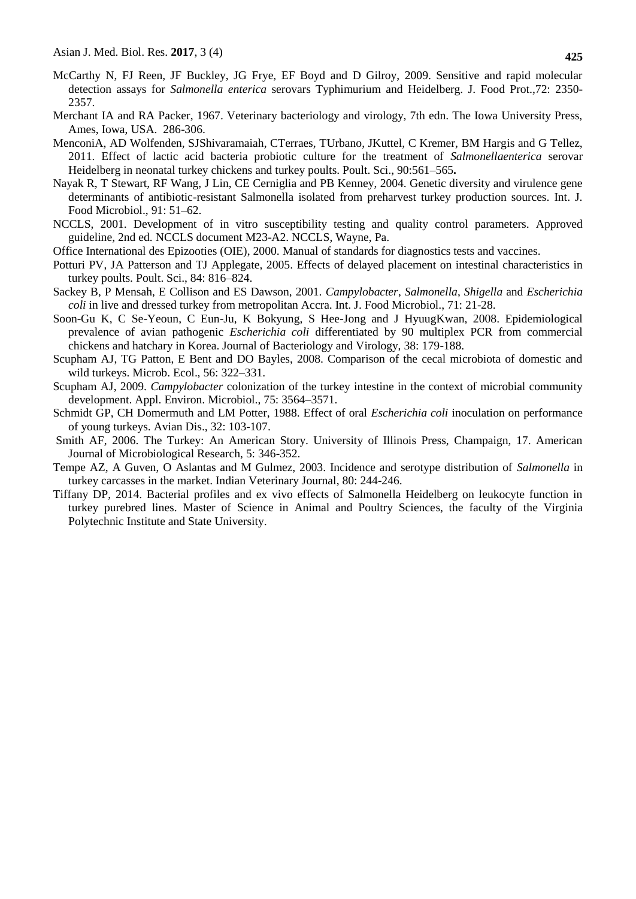McCarthy N, FJ Reen, JF Buckley, JG Frye, EF Boyd and D Gilroy, 2009. Sensitive and rapid molecular detection assays for *Salmonella enterica* serovars Typhimurium and Heidelberg. J. Food Prot.,72: 2350-2357.

Merchant IA and RA Packer, 1967. Veterinary bacteriology and virology, 7th edn. The Iowa University Press, Ames, Iowa, USA. 286-306.

MenconiA, AD Wolfenden, SJShivaramaiah, CTerraes, TUrbano, JKuttel, C Kremer, BM Hargis and G Tellez, 2011. Effect of lactic acid bacteria probiotic culture for the treatment of *Salmonellaenterica* serovar Heidelberg in neonatal turkey chickens and turkey poults. Poult. Sci., 90:561–565**.**

Nayak R, T Stewart, RF Wang, J Lin, CE Cerniglia and PB Kenney, 2004. Genetic diversity and virulence gene determinants of antibiotic-resistant Salmonella isolated from preharvest turkey production sources. Int. J. Food Microbiol., 91: 51–62.

NCCLS, 2001. Development of in vitro susceptibility testing and quality control parameters. Approved guideline, 2nd ed. NCCLS document M23-A2. NCCLS, Wayne, Pa.

Office International des Epizooties (OIE), 2000. Manual of standards for diagnostics tests and vaccines.

Potturi PV, JA Patterson and TJ Applegate, 2005. Effects of delayed placement on intestinal characteristics in turkey poults. Poult. Sci., 84: 816–824.

Sackey B, P Mensah, E Collison and ES Dawson, 2001. *Campylobacter*, *Salmonella*, *Shigella* and *Escherichia coli* in live and dressed turkey from metropolitan Accra. Int. J. Food Microbiol., 71: 21-28.

Soon-Gu K, C Se-Yeoun, C Eun-Ju, K Bokyung, S Hee-Jong and J HyuugKwan, 2008. Epidemiological prevalence of avian pathogenic *Escherichia coli* differentiated by 90 multiplex PCR from commercial chickens and hatchary in Korea. Journal of Bacteriology and Virology, 38: 179-188.

Scupham AJ, TG Patton, E Bent and DO Bayles, 2008. Comparison of the cecal microbiota of domestic and wild turkeys. Microb. Ecol., 56: 322–331.

Scupham AJ, 2009. *Campylobacter* colonization of the turkey intestine in the context of microbial community development. Appl. Environ. Microbiol., 75: 3564–3571.

Schmidt GP, CH Domermuth and LM Potter, 1988. Effect of oral *Escherichia coli* inoculation on performance of young turkeys. Avian Dis., 32: 103-107.

Smith AF, 2006. The Turkey: An American Story. University of Illinois Press, Champaign, 17. American Journal of Microbiological Research, 5: 346-352.

Tempe AZ, A Guven, O Aslantas and M Gulmez, 2003. Incidence and serotype distribution of *Salmonella* in turkey carcasses in the market. Indian Veterinary Journal, 80: 244-246.

Tiffany DP, 2014. Bacterial profiles and ex vivo effects of Salmonella Heidelberg on leukocyte function in turkey purebred lines. Master of Science in Animal and Poultry Sciences, the faculty of the Virginia Polytechnic Institute and State University.